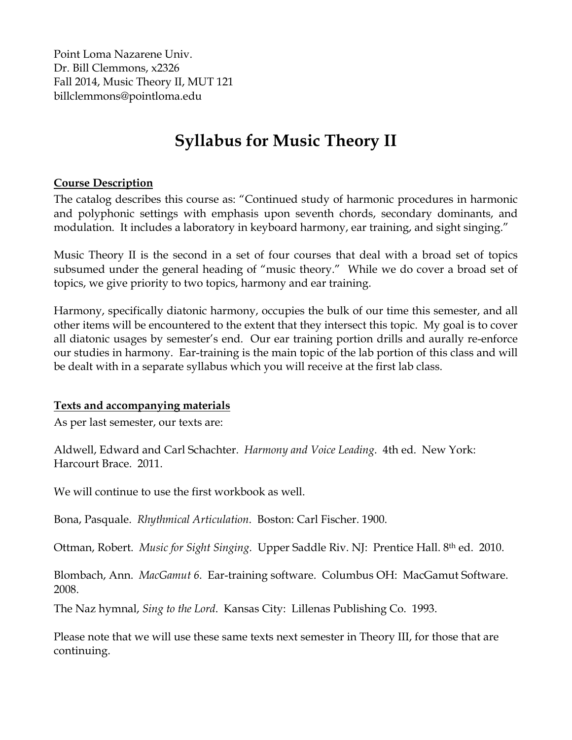Point Loma Nazarene Univ.
Dr. Bill Clemmons, x2326
Fall 2014, Music Theory II, MUT 121
billclemmons@pointloma.edu

# Syllabus for Music Theory II

**Course Description**

The catalog describes this course as: "Continued study of harmonic procedures in harmonic and polyphonic settings with emphasis upon seventh chords, secondary dominants, and modulation. It includes a laboratory in keyboard harmony, ear training, and sight singing."

Music Theory II is the second in a set of four courses that deal with a broad set of topics subsumed under the general heading of "music theory." While we do cover a broad set of topics, we give priority to two topics, harmony and ear training.

Harmony, specifically diatonic harmony, occupies the bulk of our time this semester, and all other items will be encountered to the extent that they intersect this topic. My goal is to cover all diatonic usages by semester's end. Our ear training portion drills and aurally re-enforce our studies in harmony. Ear-training is the main topic of the lab portion of this class and will be dealt with in a separate syllabus which you will receive at the first lab class.

**Texts and accompanying materials**

As per last semester, our texts are:

Aldwell, Edward and Carl Schachter. *Harmony and Voice Leading*. 4th ed. New York: Harcourt Brace. 2011.

We will continue to use the first workbook as well.

Bona, Pasquale. *Rhythmical Articulation*. Boston: Carl Fischer. 1900.

Ottman, Robert. *Music for Sight Singing*. Upper Saddle Riv. NJ: Prentice Hall. 8th ed. 2010.

Blombach, Ann. *MacGamut 6*. Ear-training software. Columbus OH: MacGamut Software. 2008.

The Naz hymnal, *Sing to the Lord*. Kansas City: Lillenas Publishing Co. 1993.

Please note that we will use these same texts next semester in Theory III, for those that are continuing.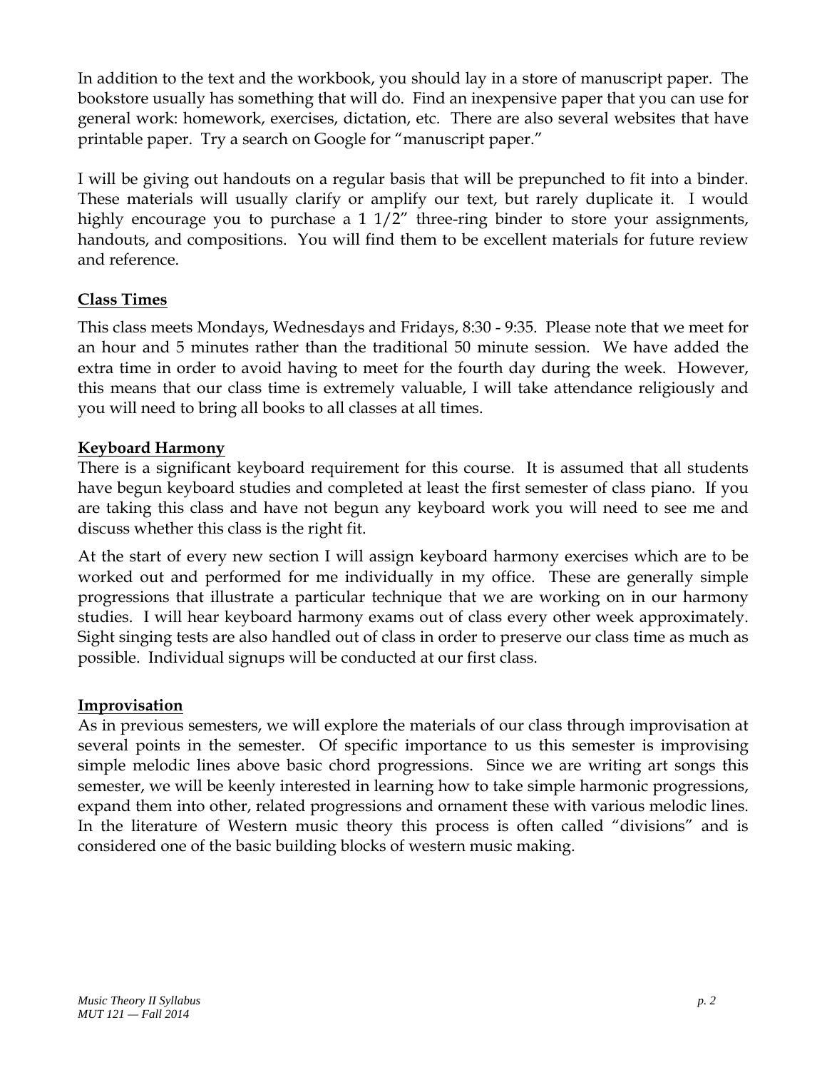In addition to the text and the workbook, you should lay in a store of manuscript paper. The bookstore usually has something that will do. Find an inexpensive paper that you can use for general work: homework, exercises, dictation, etc. There are also several websites that have printable paper. Try a search on Google for "manuscript paper."

I will be giving out handouts on a regular basis that will be prepunched to fit into a binder. These materials will usually clarify or amplify our text, but rarely duplicate it. I would highly encourage you to purchase a 1 1/2" three-ring binder to store your assignments, handouts, and compositions. You will find them to be excellent materials for future review and reference.

## Class Times

This class meets Mondays, Wednesdays and Fridays, 8:30 - 9:35. Please note that we meet for an hour and 5 minutes rather than the traditional 50 minute session. We have added the extra time in order to avoid having to meet for the fourth day during the week. However, this means that our class time is extremely valuable, I will take attendance religiously and you will need to bring all books to all classes at all times.

## Keyboard Harmony

There is a significant keyboard requirement for this course. It is assumed that all students have begun keyboard studies and completed at least the first semester of class piano. If you are taking this class and have not begun any keyboard work you will need to see me and discuss whether this class is the right fit.

At the start of every new section I will assign keyboard harmony exercises which are to be worked out and performed for me individually in my office. These are generally simple progressions that illustrate a particular technique that we are working on in our harmony studies. I will hear keyboard harmony exams out of class every other week approximately. Sight singing tests are also handled out of class in order to preserve our class time as much as possible. Individual signups will be conducted at our first class.

## Improvisation

As in previous semesters, we will explore the materials of our class through improvisation at several points in the semester. Of specific importance to us this semester is improvising simple melodic lines above basic chord progressions. Since we are writing art songs this semester, we will be keenly interested in learning how to take simple harmonic progressions, expand them into other, related progressions and ornament these with various melodic lines. In the literature of Western music theory this process is often called "divisions" and is considered one of the basic building blocks of western music making.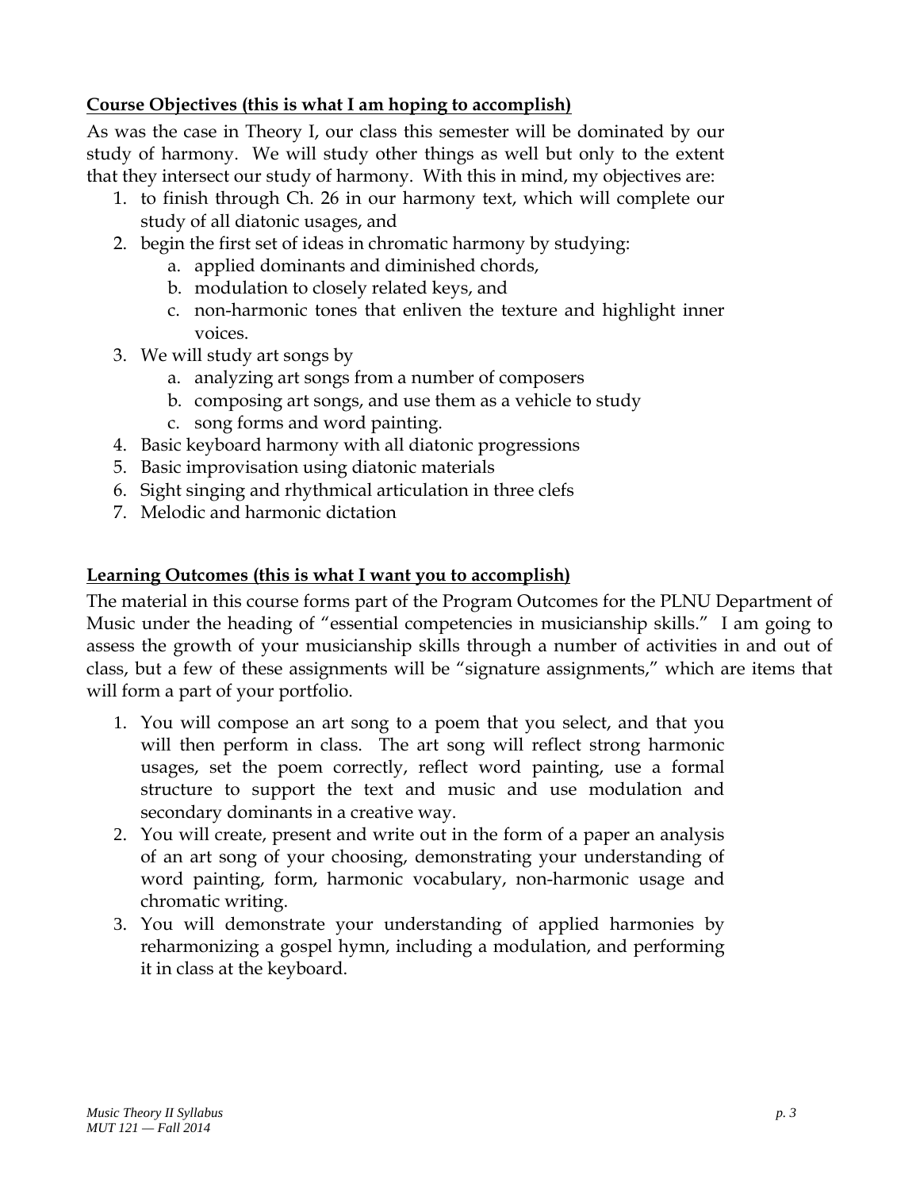**Course Objectives (this is what I am hoping to accomplish)**

As was the case in Theory I, our class this semester will be dominated by our study of harmony. We will study other things as well but only to the extent that they intersect our study of harmony. With this in mind, my objectives are:

1. to finish through Ch. 26 in our harmony text, which will complete our study of all diatonic usages, and
2. begin the first set of ideas in chromatic harmony by studying:
   a. applied dominants and diminished chords,
   b. modulation to closely related keys, and
   c. non-harmonic tones that enliven the texture and highlight inner voices.
3. We will study art songs by
   a. analyzing art songs from a number of composers
   b. composing art songs, and use them as a vehicle to study
   c. song forms and word painting.
4. Basic keyboard harmony with all diatonic progressions
5. Basic improvisation using diatonic materials
6. Sight singing and rhythmical articulation in three clefs
7. Melodic and harmonic dictation

**Learning Outcomes (this is what I want you to accomplish)**

The material in this course forms part of the Program Outcomes for the PLNU Department of Music under the heading of "essential competencies in musicianship skills." I am going to assess the growth of your musicianship skills through a number of activities in and out of class, but a few of these assignments will be "signature assignments," which are items that will form a part of your portfolio.

1. You will compose an art song to a poem that you select, and that you will then perform in class. The art song will reflect strong harmonic usages, set the poem correctly, reflect word painting, use a formal structure to support the text and music and use modulation and secondary dominants in a creative way.
2. You will create, present and write out in the form of a paper an analysis of an art song of your choosing, demonstrating your understanding of word painting, form, harmonic vocabulary, non-harmonic usage and chromatic writing.
3. You will demonstrate your understanding of applied harmonies by reharmonizing a gospel hymn, including a modulation, and performing it in class at the keyboard.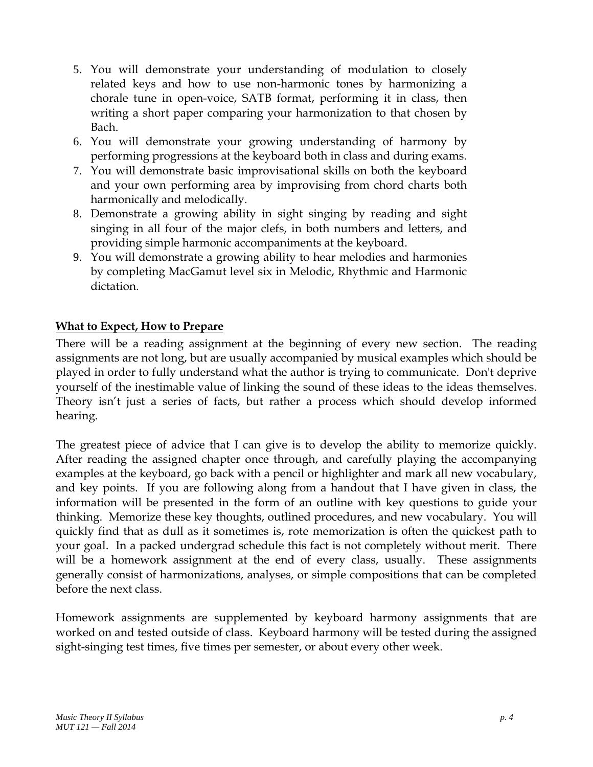5. You will demonstrate your understanding of modulation to closely related keys and how to use non-harmonic tones by harmonizing a chorale tune in open-voice, SATB format, performing it in class, then writing a short paper comparing your harmonization to that chosen by Bach.
6. You will demonstrate your growing understanding of harmony by performing progressions at the keyboard both in class and during exams.
7. You will demonstrate basic improvisational skills on both the keyboard and your own performing area by improvising from chord charts both harmonically and melodically.
8. Demonstrate a growing ability in sight singing by reading and sight singing in all four of the major clefs, in both numbers and letters, and providing simple harmonic accompaniments at the keyboard.
9. You will demonstrate a growing ability to hear melodies and harmonies by completing MacGamut level six in Melodic, Rhythmic and Harmonic dictation.

## What to Expect, How to Prepare

There will be a reading assignment at the beginning of every new section. The reading assignments are not long, but are usually accompanied by musical examples which should be played in order to fully understand what the author is trying to communicate. Don't deprive yourself of the inestimable value of linking the sound of these ideas to the ideas themselves. Theory isn't just a series of facts, but rather a process which should develop informed hearing.

The greatest piece of advice that I can give is to develop the ability to memorize quickly. After reading the assigned chapter once through, and carefully playing the accompanying examples at the keyboard, go back with a pencil or highlighter and mark all new vocabulary, and key points. If you are following along from a handout that I have given in class, the information will be presented in the form of an outline with key questions to guide your thinking. Memorize these key thoughts, outlined procedures, and new vocabulary. You will quickly find that as dull as it sometimes is, rote memorization is often the quickest path to your goal. In a packed undergrad schedule this fact is not completely without merit. There will be a homework assignment at the end of every class, usually. These assignments generally consist of harmonizations, analyses, or simple compositions that can be completed before the next class.

Homework assignments are supplemented by keyboard harmony assignments that are worked on and tested outside of class. Keyboard harmony will be tested during the assigned sight-singing test times, five times per semester, or about every other week.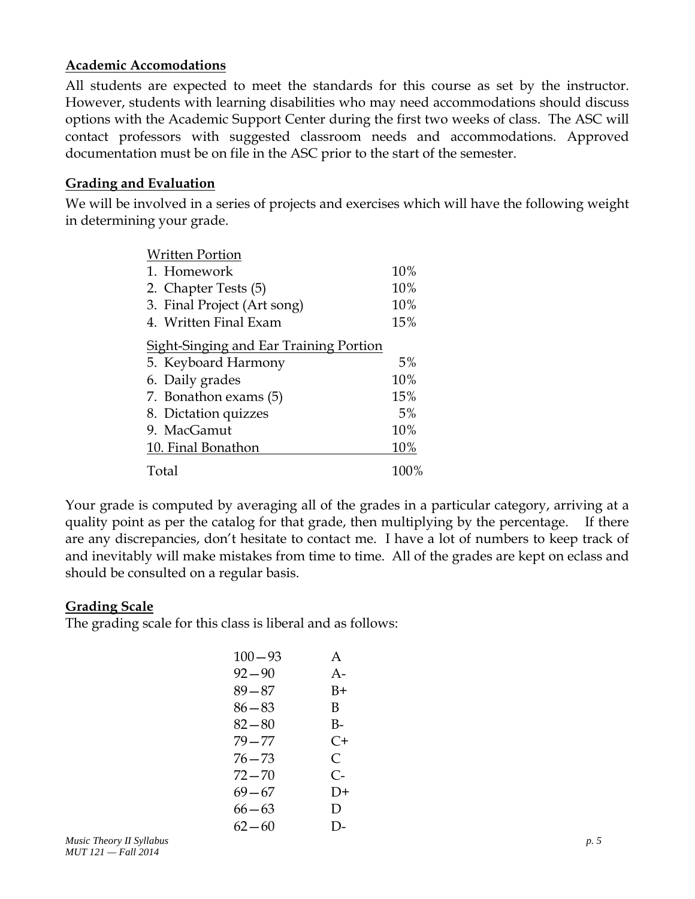## Academic Accomodations

All students are expected to meet the standards for this course as set by the instructor. However, students with learning disabilities who may need accommodations should discuss options with the Academic Support Center during the first two weeks of class. The ASC will contact professors with suggested classroom needs and accommodations. Approved documentation must be on file in the ASC prior to the start of the semester.

## Grading and Evaluation

We will be involved in a series of projects and exercises which will have the following weight in determining your grade.

| Written Portion | |
|---|---|
| 1. Homework | 10% |
| 2. Chapter Tests (5) | 10% |
| 3. Final Project (Art song) | 10% |
| 4. Written Final Exam | 15% |
| **Sight-Singing and Ear Training Portion** | |
| 5. Keyboard Harmony | 5% |
| 6. Daily grades | 10% |
| 7. Bonathon exams (5) | 15% |
| 8. Dictation quizzes | 5% |
| 9. MacGamut | 10% |
| 10. Final Bonathon | 10% |
| Total | 100% |

Your grade is computed by averaging all of the grades in a particular category, arriving at a quality point as per the catalog for that grade, then multiplying by the percentage. If there are any discrepancies, don't hesitate to contact me. I have a lot of numbers to keep track of and inevitably will make mistakes from time to time. All of the grades are kept on eclass and should be consulted on a regular basis.

## Grading Scale

The grading scale for this class is liberal and as follows:

| Range | Grade |
|---|---|
| 100—93 | A |
| 92—90 | A- |
| 89—87 | B+ |
| 86—83 | B |
| 82—80 | B- |
| 79—77 | C+ |
| 76—73 | C |
| 72—70 | C- |
| 69—67 | D+ |
| 66—63 | D |
| 62—60 | D- |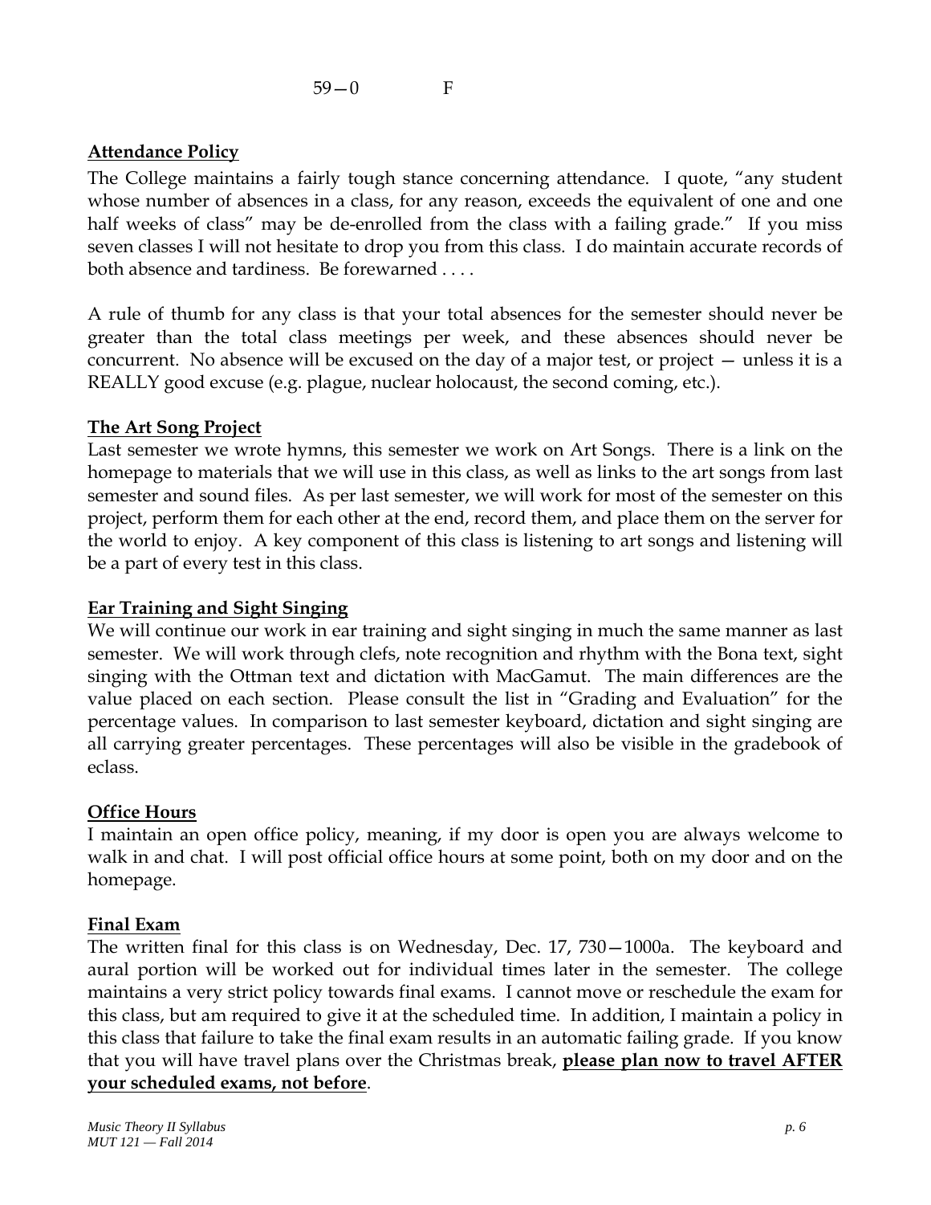59—0 F

**Attendance Policy**

The College maintains a fairly tough stance concerning attendance. I quote, "any student whose number of absences in a class, for any reason, exceeds the equivalent of one and one half weeks of class" may be de-enrolled from the class with a failing grade." If you miss seven classes I will not hesitate to drop you from this class. I do maintain accurate records of both absence and tardiness. Be forewarned . . . .

A rule of thumb for any class is that your total absences for the semester should never be greater than the total class meetings per week, and these absences should never be concurrent. No absence will be excused on the day of a major test, or project — unless it is a REALLY good excuse (e.g. plague, nuclear holocaust, the second coming, etc.).

**The Art Song Project**

Last semester we wrote hymns, this semester we work on Art Songs. There is a link on the homepage to materials that we will use in this class, as well as links to the art songs from last semester and sound files. As per last semester, we will work for most of the semester on this project, perform them for each other at the end, record them, and place them on the server for the world to enjoy. A key component of this class is listening to art songs and listening will be a part of every test in this class.

**Ear Training and Sight Singing**

We will continue our work in ear training and sight singing in much the same manner as last semester. We will work through clefs, note recognition and rhythm with the Bona text, sight singing with the Ottman text and dictation with MacGamut. The main differences are the value placed on each section. Please consult the list in "Grading and Evaluation" for the percentage values. In comparison to last semester keyboard, dictation and sight singing are all carrying greater percentages. These percentages will also be visible in the gradebook of eclass.

**Office Hours**

I maintain an open office policy, meaning, if my door is open you are always welcome to walk in and chat. I will post official office hours at some point, both on my door and on the homepage.

**Final Exam**

The written final for this class is on Wednesday, Dec. 17, 730—1000a. The keyboard and aural portion will be worked out for individual times later in the semester. The college maintains a very strict policy towards final exams. I cannot move or reschedule the exam for this class, but am required to give it at the scheduled time. In addition, I maintain a policy in this class that failure to take the final exam results in an automatic failing grade. If you know that you will have travel plans over the Christmas break, **please plan now to travel AFTER your scheduled exams, not before**.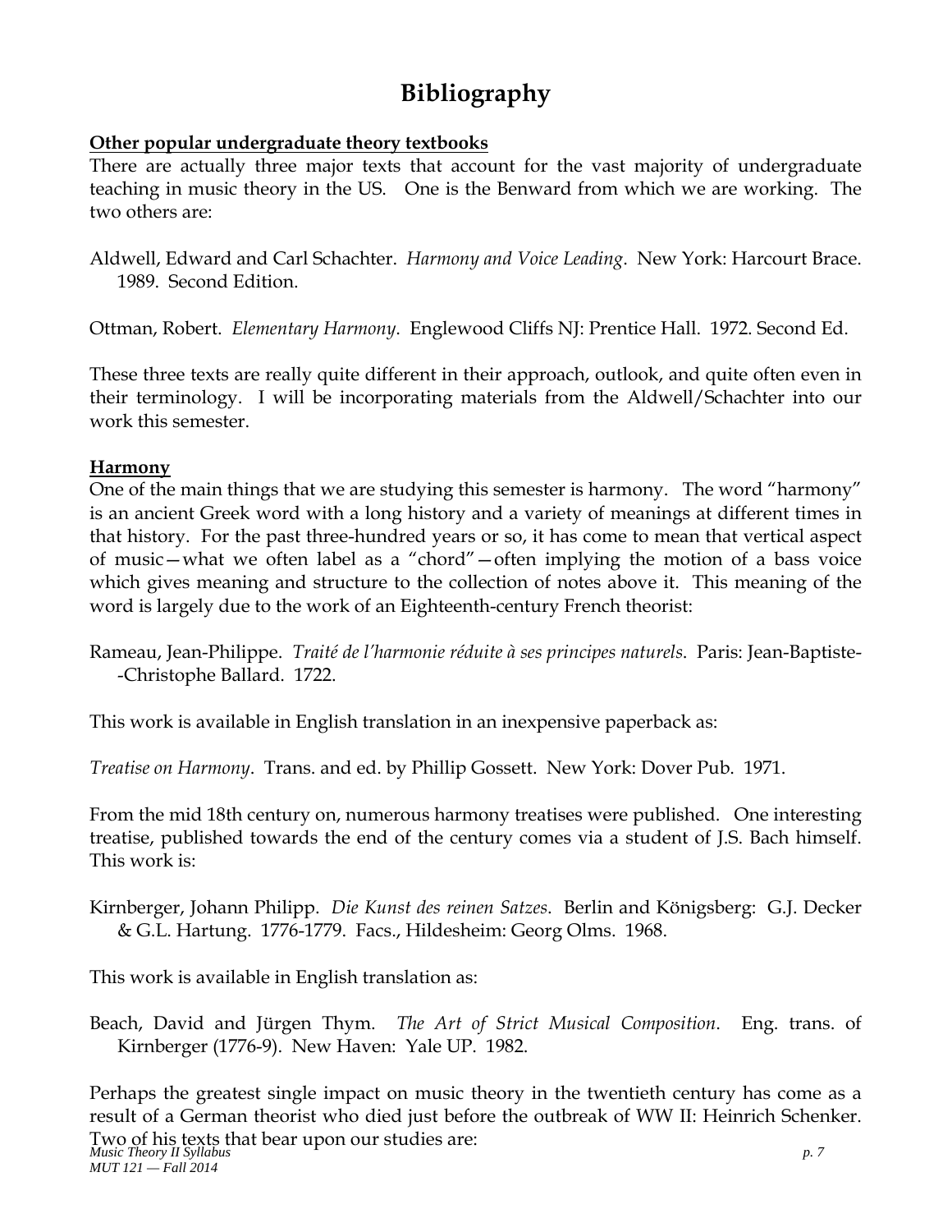# Bibliography

**Other popular undergraduate theory textbooks**

There are actually three major texts that account for the vast majority of undergraduate teaching in music theory in the US. One is the Benward from which we are working. The two others are:

Aldwell, Edward and Carl Schachter. *Harmony and Voice Leading*. New York: Harcourt Brace. 1989. Second Edition.

Ottman, Robert. *Elementary Harmony*. Englewood Cliffs NJ: Prentice Hall. 1972. Second Ed.

These three texts are really quite different in their approach, outlook, and quite often even in their terminology. I will be incorporating materials from the Aldwell/Schachter into our work this semester.

**Harmony**

One of the main things that we are studying this semester is harmony. The word "harmony" is an ancient Greek word with a long history and a variety of meanings at different times in that history. For the past three-hundred years or so, it has come to mean that vertical aspect of music—what we often label as a "chord"—often implying the motion of a bass voice which gives meaning and structure to the collection of notes above it. This meaning of the word is largely due to the work of an Eighteenth-century French theorist:

Rameau, Jean-Philippe. *Traité de l'harmonie réduite à ses principes naturels*. Paris: Jean-Baptiste--Christophe Ballard. 1722.

This work is available in English translation in an inexpensive paperback as:

*Treatise on Harmony*. Trans. and ed. by Phillip Gossett. New York: Dover Pub. 1971.

From the mid 18th century on, numerous harmony treatises were published. One interesting treatise, published towards the end of the century comes via a student of J.S. Bach himself. This work is:

Kirnberger, Johann Philipp. *Die Kunst des reinen Satzes*. Berlin and Königsberg: G.J. Decker & G.L. Hartung. 1776-1779. Facs., Hildesheim: Georg Olms. 1968.

This work is available in English translation as:

Beach, David and Jürgen Thym. *The Art of Strict Musical Composition*. Eng. trans. of Kirnberger (1776-9). New Haven: Yale UP. 1982.

Perhaps the greatest single impact on music theory in the twentieth century has come as a result of a German theorist who died just before the outbreak of WW II: Heinrich Schenker. Two of his texts that bear upon our studies are: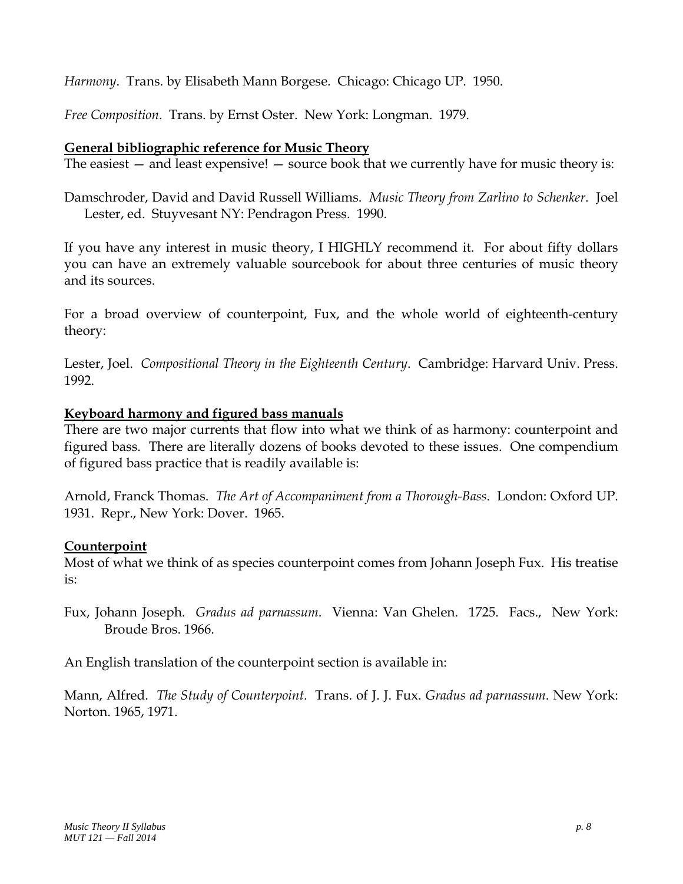*Harmony*. Trans. by Elisabeth Mann Borgese. Chicago: Chicago UP. 1950.

*Free Composition*. Trans. by Ernst Oster. New York: Longman. 1979.

**General bibliographic reference for Music Theory**

The easiest — and least expensive! — source book that we currently have for music theory is:

Damschroder, David and David Russell Williams. *Music Theory from Zarlino to Schenker*. Joel Lester, ed. Stuyvesant NY: Pendragon Press. 1990.

If you have any interest in music theory, I HIGHLY recommend it. For about fifty dollars you can have an extremely valuable sourcebook for about three centuries of music theory and its sources.

For a broad overview of counterpoint, Fux, and the whole world of eighteenth-century theory:

Lester, Joel. *Compositional Theory in the Eighteenth Century*. Cambridge: Harvard Univ. Press. 1992.

**Keyboard harmony and figured bass manuals**

There are two major currents that flow into what we think of as harmony: counterpoint and figured bass. There are literally dozens of books devoted to these issues. One compendium of figured bass practice that is readily available is:

Arnold, Franck Thomas. *The Art of Accompaniment from a Thorough-Bass*. London: Oxford UP. 1931. Repr., New York: Dover. 1965.

**Counterpoint**

Most of what we think of as species counterpoint comes from Johann Joseph Fux. His treatise is:

Fux, Johann Joseph. *Gradus ad parnassum*. Vienna: Van Ghelen. 1725. Facs., New York: Broude Bros. 1966.

An English translation of the counterpoint section is available in:

Mann, Alfred. *The Study of Counterpoint*. Trans. of J. J. Fux. *Gradus ad parnassum*. New York: Norton. 1965, 1971.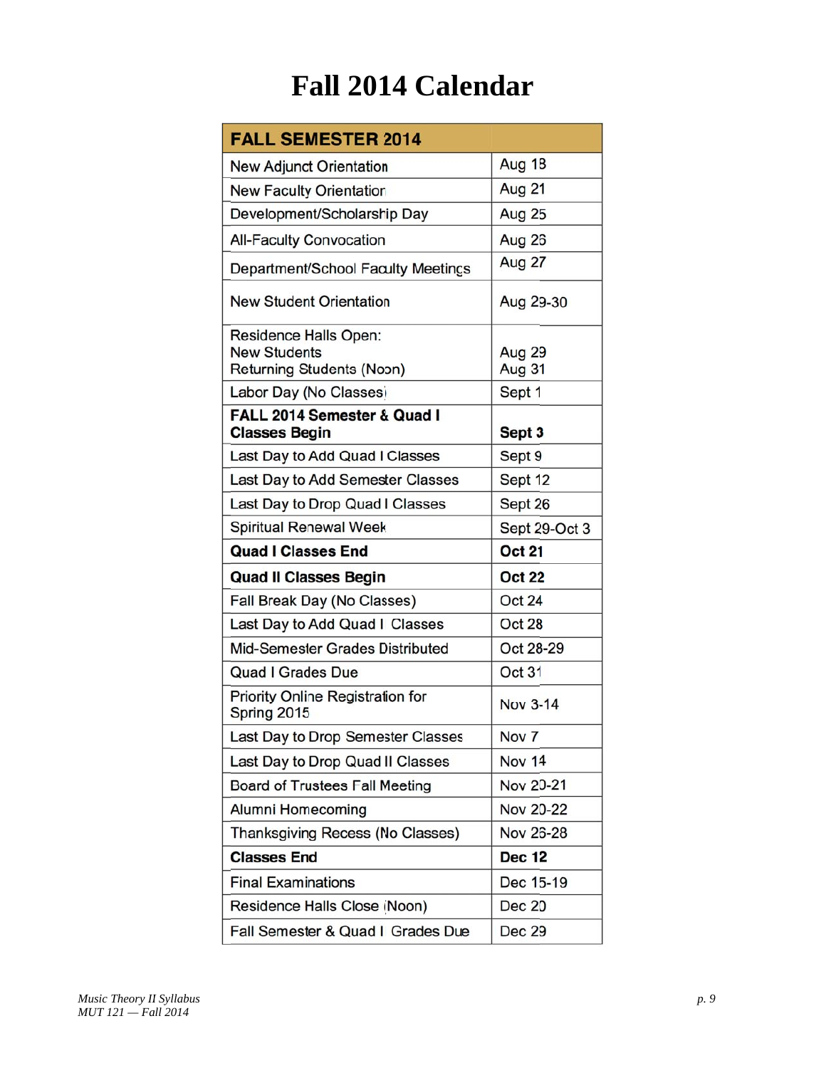# Fall 2014 Calendar

| FALL SEMESTER 2014 | |
|---|---|
| New Adjunct Orientation | Aug 18 |
| New Faculty Orientation | Aug 21 |
| Development/Scholarship Day | Aug 25 |
| All-Faculty Convocation | Aug 26 |
| Department/School Faculty Meetings | Aug 27 |
| New Student Orientation | Aug 29-30 |
| Residence Halls Open: New Students Returning Students (Noon) | Aug 29 Aug 31 |
| Labor Day (No Classes) | Sept 1 |
| **FALL 2014 Semester & Quad I Classes Begin** | **Sept 3** |
| Last Day to Add Quad I Classes | Sept 9 |
| Last Day to Add Semester Classes | Sept 12 |
| Last Day to Drop Quad I Classes | Sept 26 |
| Spiritual Renewal Week | Sept 29-Oct 3 |
| **Quad I Classes End** | **Oct 21** |
| **Quad II Classes Begin** | **Oct 22** |
| Fall Break Day (No Classes) | Oct 24 |
| Last Day to Add Quad I Classes | Oct 28 |
| Mid-Semester Grades Distributed | Oct 28-29 |
| Quad I Grades Due | Oct 31 |
| Priority Online Registration for Spring 2015 | Nov 3-14 |
| Last Day to Drop Semester Classes | Nov 7 |
| Last Day to Drop Quad II Classes | Nov 14 |
| Board of Trustees Fall Meeting | Nov 20-21 |
| Alumni Homecoming | Nov 20-22 |
| Thanksgiving Recess (No Classes) | Nov 26-28 |
| **Classes End** | **Dec 12** |
| Final Examinations | Dec 15-19 |
| Residence Halls Close (Noon) | Dec 20 |
| Fall Semester & Quad I Grades Due | Dec 29 |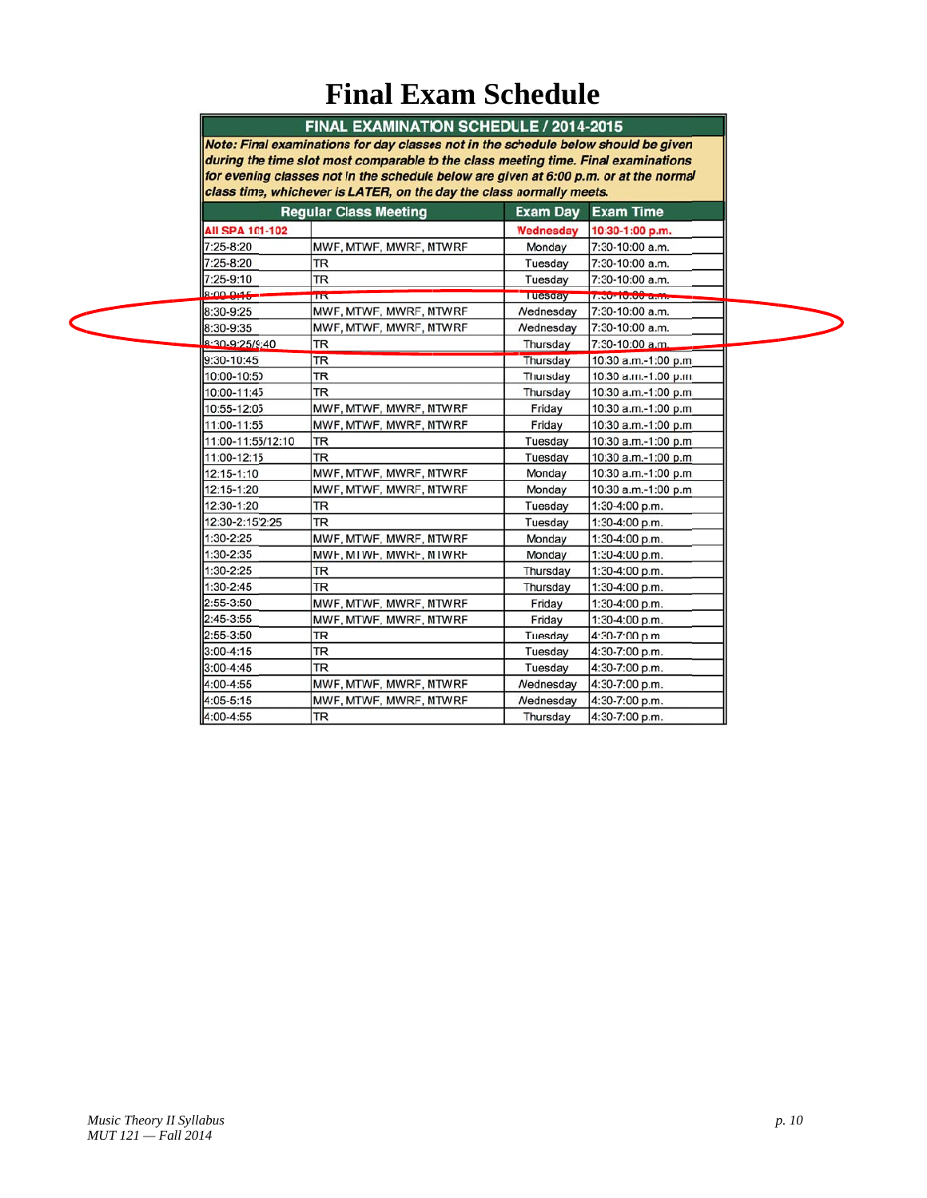# Final Exam Schedule

| FINAL EXAMINATION SCHEDULE / 2014-2015 | | | |
|---|---|---|---|
| *Note: Final examinations for day classes not in the schedule below should be given during the time slot most comparable to the class meeting time. Final examinations for evening classes not in the schedule below are given at 6:00 p.m. or at the normal class time, whichever is LATER, on the day the class normally meets.* | | | |
| **Regular Class Meeting** | | **Exam Day** | **Exam Time** |
| All SPA 101-102 | | Wednesday | 10:30-1:00 p.m. |
| 7:25-8:20 | MWF, MTWF, MWRF, MTWRF | Monday | 7:30-10:00 a.m. |
| 7:25-8:20 | TR | Tuesday | 7:30-10:00 a.m. |
| 7:25-9:10 | TR | Tuesday | 7:30-10:00 a.m. |
| 8:00-9:15 | TR | Tuesday | 7:30-10:00 a.m. |
| 8:30-9:25 | MWF, MTWF, MWRF, MTWRF | Wednesday | 7:30-10:00 a.m. |
| 8:30-9:35 | MWF, MTWF, MWRF, MTWRF | Wednesday | 7:30-10:00 a.m. |
| 8:30-9:25/9:40 | TR | Thursday | 7:30-10:00 a.m. |
| 9:30-10:45 | TR | Thursday | 10:30 a.m.-1:00 p.m. |
| 10:00-10:50 | TR | Thursday | 10:30 a.m.-1:00 p.m. |
| 10:00-11:45 | TR | Thursday | 10:30 a.m.-1:00 p.m. |
| 10:55-12:05 | MWF, MTWF, MWRF, MTWRF | Friday | 10:30 a.m.-1:00 p.m. |
| 11:00-11:55 | MWF, MTWF, MWRF, MTWRF | Friday | 10:30 a.m.-1:00 p.m. |
| 11:00-11:55/12:10 | TR | Tuesday | 10:30 a.m.-1:00 p.m. |
| 11:00-12:15 | TR | Tuesday | 10:30 a.m.-1:00 p.m. |
| 12:15-1:10 | MWF, MTWF, MWRF, MTWRF | Monday | 10:30 a.m.-1:00 p.m. |
| 12:15-1:20 | MWF, MTWF, MWRF, MTWRF | Monday | 10:30 a.m.-1:00 p.m. |
| 12:30-1:20 | TR | Tuesday | 1:30-4:00 p.m. |
| 12:30-2:15/2:25 | TR | Tuesday | 1:30-4:00 p.m. |
| 1:30-2:25 | MWF, MTWF, MWRF, MTWRF | Monday | 1:30-4:00 p.m. |
| 1:30-2:35 | MWF, MTWF, MWRF, MTWRF | Monday | 1:30-4:00 p.m. |
| 1:30-2:25 | TR | Thursday | 1:30-4:00 p.m. |
| 1:30-2:45 | TR | Thursday | 1:30-4:00 p.m. |
| 2:55-3:50 | MWF, MTWF, MWRF, MTWRF | Friday | 1:30-4:00 p.m. |
| 2:45-3:55 | MWF, MTWF, MWRF, MTWRF | Friday | 1:30-4:00 p.m. |
| 2:55-3:50 | TR | Tuesday | 4:30-7:00 p.m. |
| 3:00-4:15 | TR | Tuesday | 4:30-7:00 p.m. |
| 3:00-4:45 | TR | Tuesday | 4:30-7:00 p.m. |
| 4:00-4:55 | MWF, MTWF, MWRF, MTWRF | Wednesday | 4:30-7:00 p.m. |
| 4:05-5:15 | MWF, MTWF, MWRF, MTWRF | Wednesday | 4:30-7:00 p.m. |
| 4:00-4:55 | TR | Thursday | 4:30-7:00 p.m. |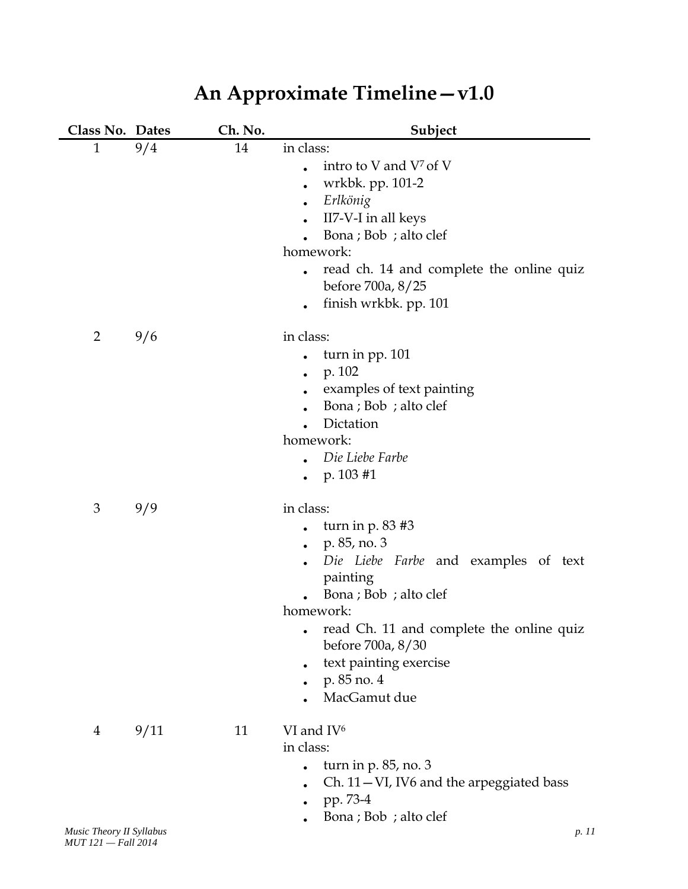# An Approximate Timeline—v1.0

| Class No. | Dates | Ch. No. | Subject |
|---|---|---|---|
| 1 | 9/4 | 14 | in class:<br>• intro to V and V$^7$ of V<br>• wrkbk. pp. 101-2<br>• *Erlkönig*<br>• II7-V-I in all keys<br>• Bona ; Bob ; alto clef<br>homework:<br>• read ch. 14 and complete the online quiz before 700a, 8/25<br>• finish wrkbk. pp. 101 |
| 2 | 9/6 | | in class:<br>• turn in pp. 101<br>• p. 102<br>• examples of text painting<br>• Bona ; Bob ; alto clef<br>• Dictation<br>homework:<br>• *Die Liebe Farbe*<br>• p. 103 #1 |
| 3 | 9/9 | | in class:<br>• turn in p. 83 #3<br>• p. 85, no. 3<br>• *Die Liebe Farbe* and examples of text painting<br>• Bona ; Bob ; alto clef<br>homework:<br>• read Ch. 11 and complete the online quiz before 700a, 8/30<br>• text painting exercise<br>• p. 85 no. 4<br>• MacGamut due |
| 4 | 9/11 | 11 | VI and IV$^6$<br>in class:<br>• turn in p. 85, no. 3<br>• Ch. 11—VI, IV6 and the arpeggiated bass<br>• pp. 73-4<br>• Bona ; Bob ; alto clef |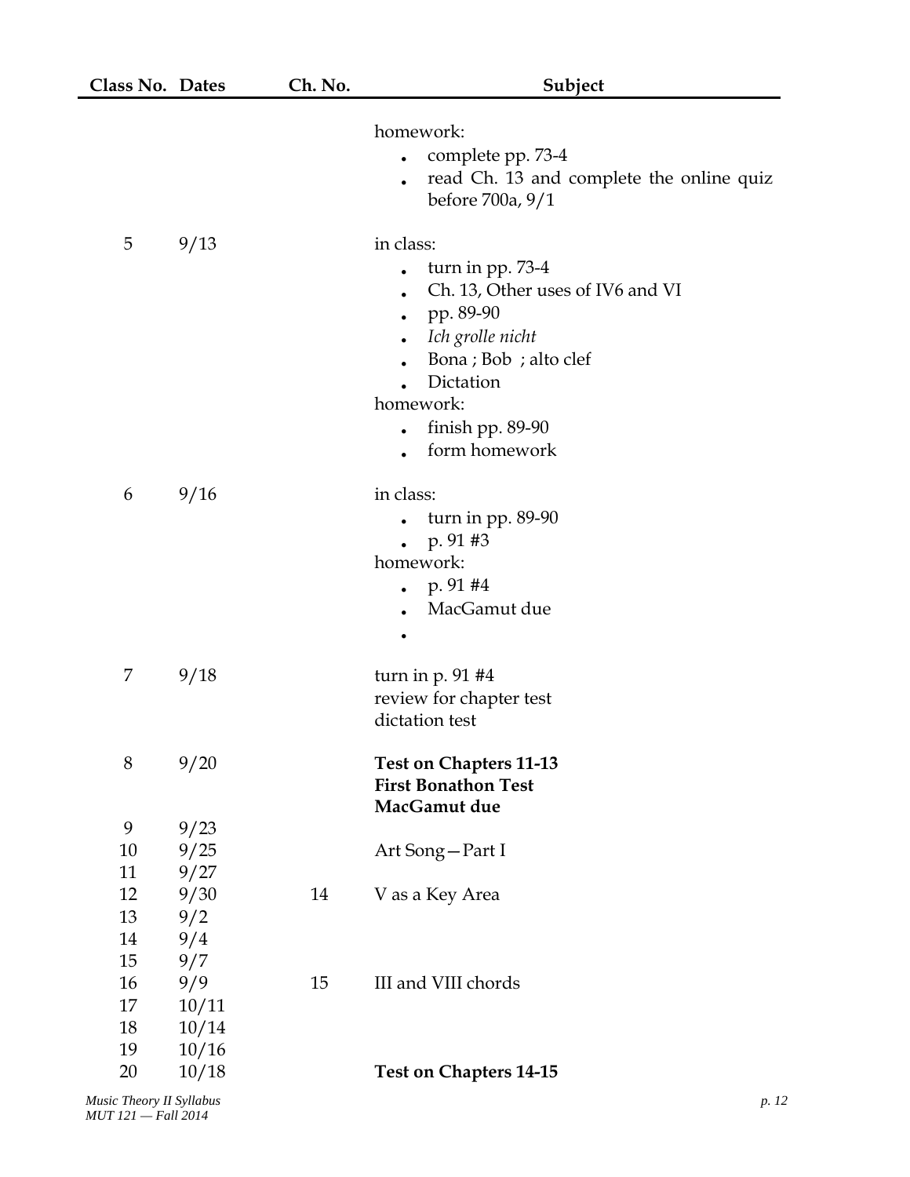| Class No. | Dates | Ch. No. | Subject |
|---|---|---|---|
| | | | homework:<br>• complete pp. 73-4<br>• read Ch. 13 and complete the online quiz before 700a, 9/1 |
| 5 | 9/13 | | in class:<br>• turn in pp. 73-4<br>• Ch. 13, Other uses of IV6 and VI<br>• pp. 89-90<br>• *Ich grolle nicht*<br>• Bona ; Bob ; alto clef<br>• Dictation<br>homework:<br>• finish pp. 89-90<br>• form homework |
| 6 | 9/16 | | in class:<br>• turn in pp. 89-90<br>• p. 91 #3<br>homework:<br>• p. 91 #4<br>• MacGamut due<br>• |
| 7 | 9/18 | | turn in p. 91 #4<br>review for chapter test<br>dictation test |
| 8 | 9/20 | | **Test on Chapters 11-13**<br>**First Bonathon Test**<br>**MacGamut due** |
| 9 | 9/23 | | |
| 10 | 9/25 | | Art Song—Part I |
| 11 | 9/27 | | |
| 12 | 9/30 | 14 | V as a Key Area |
| 13 | 9/2 | | |
| 14 | 9/4 | | |
| 15 | 9/7 | | |
| 16 | 9/9 | 15 | III and VIII chords |
| 17 | 10/11 | | |
| 18 | 10/14 | | |
| 19 | 10/16 | | |
| 20 | 10/18 | | **Test on Chapters 14-15** |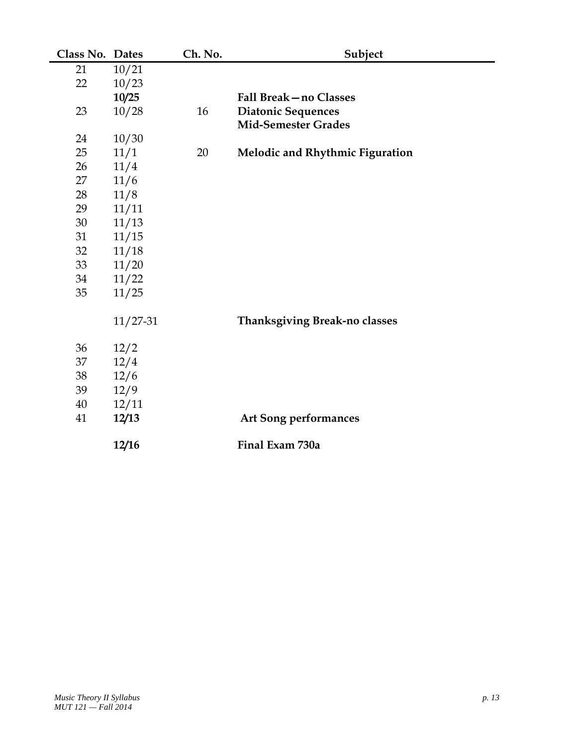| Class No. | Dates | Ch. No. | Subject |
|---|---|---|---|
| 21 | 10/21 | | |
| 22 | 10/23 | | |
| | **10/25** | | **Fall Break—no Classes** |
| 23 | 10/28 | 16 | **Diatonic Sequences** |
| | | | **Mid-Semester Grades** |
| 24 | 10/30 | | |
| 25 | 11/1 | 20 | **Melodic and Rhythmic Figuration** |
| 26 | 11/4 | | |
| 27 | 11/6 | | |
| 28 | 11/8 | | |
| 29 | 11/11 | | |
| 30 | 11/13 | | |
| 31 | 11/15 | | |
| 32 | 11/18 | | |
| 33 | 11/20 | | |
| 34 | 11/22 | | |
| 35 | 11/25 | | |
| | 11/27-31 | | **Thanksgiving Break-no classes** |
| 36 | 12/2 | | |
| 37 | 12/4 | | |
| 38 | 12/6 | | |
| 39 | 12/9 | | |
| 40 | 12/11 | | |
| 41 | **12/13** | | **Art Song performances** |
| | **12/16** | | **Final Exam 730a** |